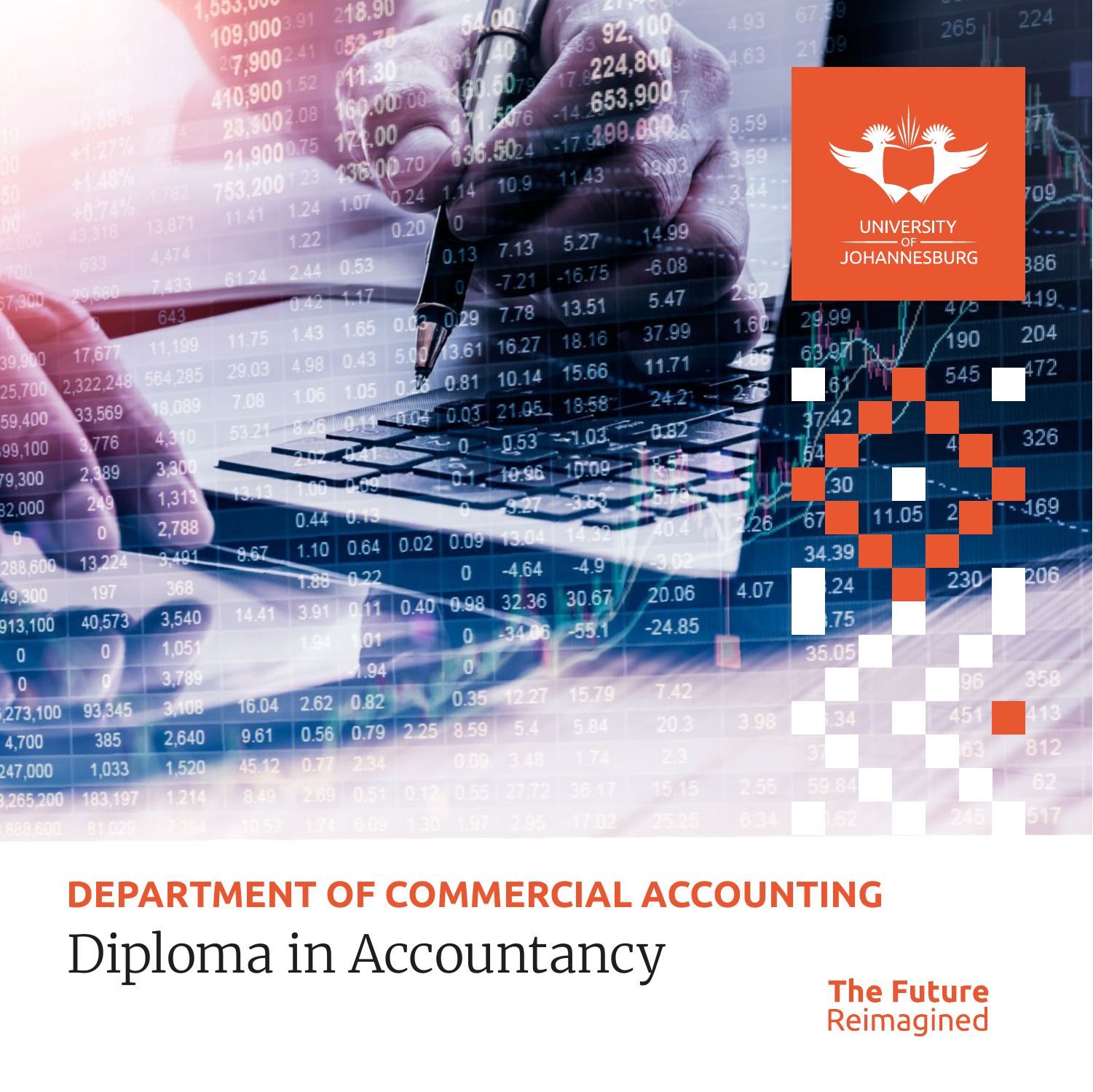UNIVERSITY OF JOHANNESBURG

# DEPARTMENT OF COMMERCIAL ACCOUNTING

## Diploma in Accountancy

The Future Reimagined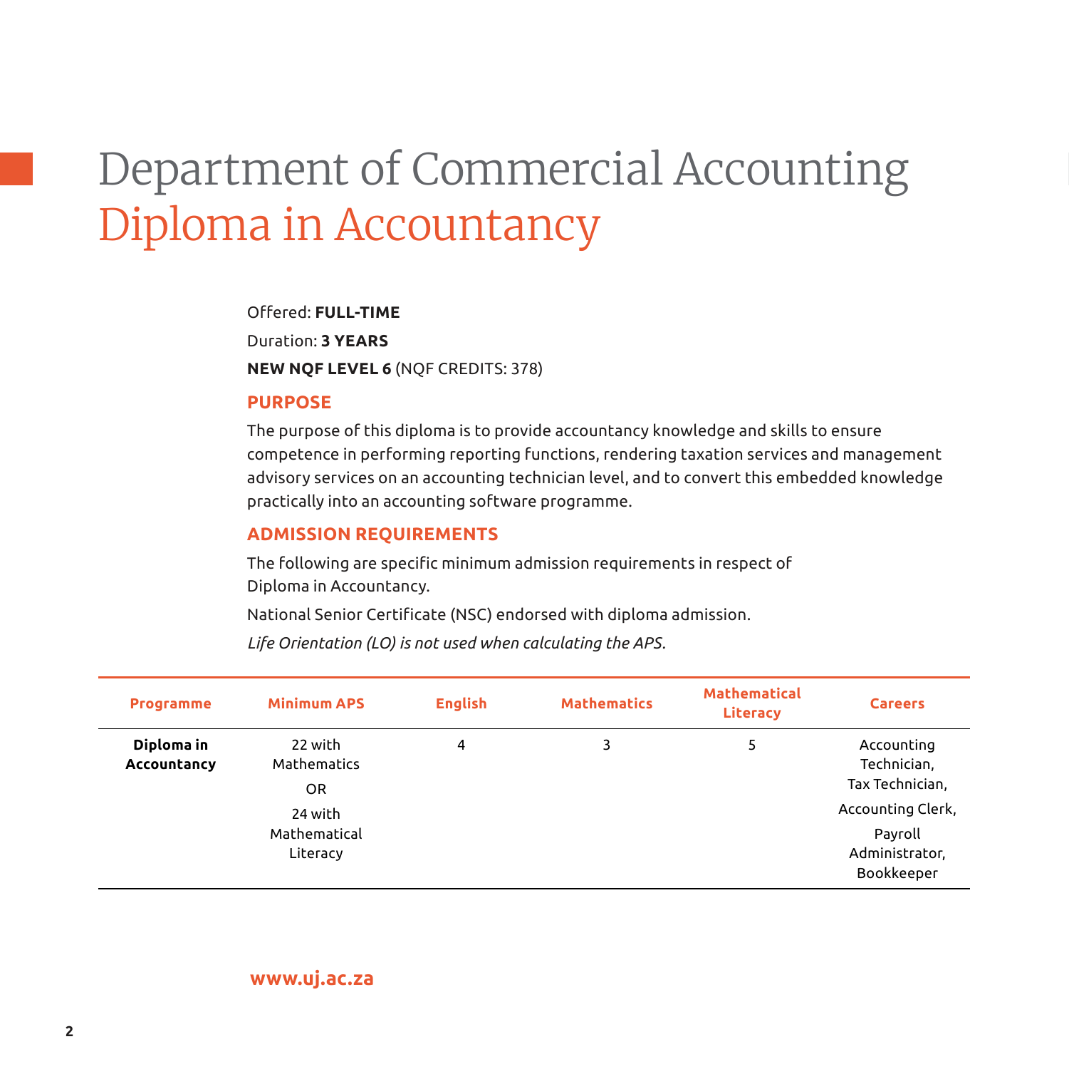# Department of Commercial Accounting

## Diploma in Accountancy

Offered: **FULL-TIME**

Duration: **3 YEARS**

**NEW NQF LEVEL 6** (NQF CREDITS: 378)

### PURPOSE

The purpose of this diploma is to provide accountancy knowledge and skills to ensure competence in performing reporting functions, rendering taxation services and management advisory services on an accounting technician level, and to convert this embedded knowledge practically into an accounting software programme.

### ADMISSION REQUIREMENTS

The following are specific minimum admission requirements in respect of Diploma in Accountancy.

National Senior Certificate (NSC) endorsed with diploma admission.

*Life Orientation (LO) is not used when calculating the APS.*

| Programme | Minimum APS | English | Mathematics | Mathematical Literacy | Careers |
|---|---|---|---|---|---|
| **Diploma in Accountancy** | 22 with Mathematics OR 24 with Mathematical Literacy | 4 | 3 | 5 | Accounting Technician, Tax Technician, Accounting Clerk, Payroll Administrator, Bookkeeper |

**www.uj.ac.za**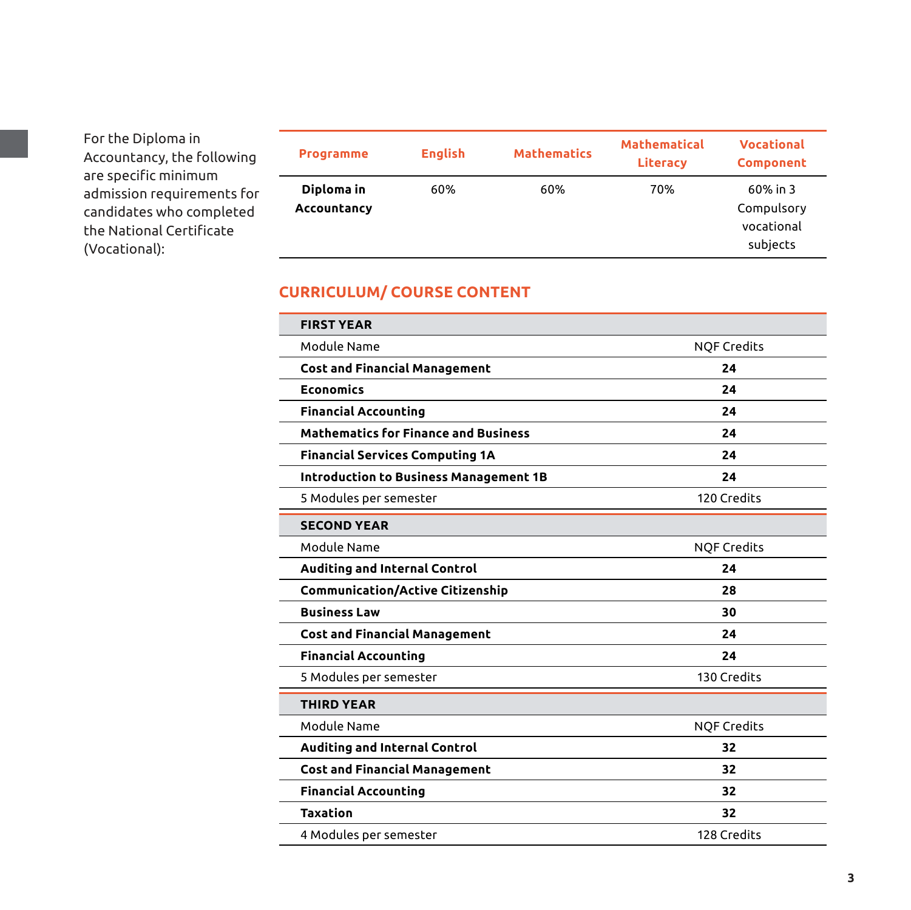For the Diploma in Accountancy, the following are specific minimum admission requirements for candidates who completed the National Certificate (Vocational):

| Programme | English | Mathematics | Mathematical Literacy | Vocational Component |
|---|---|---|---|---|
| **Diploma in Accountancy** | 60% | 60% | 70% | 60% in 3 Compulsory vocational subjects |

## CURRICULUM/ COURSE CONTENT

| **FIRST YEAR** | |
|---|---|
| Module Name | NQF Credits |
| **Cost and Financial Management** | **24** |
| **Economics** | **24** |
| **Financial Accounting** | **24** |
| **Mathematics for Finance and Business** | **24** |
| **Financial Services Computing 1A** | **24** |
| **Introduction to Business Management 1B** | **24** |
| 5 Modules per semester | 120 Credits |

| **SECOND YEAR** | |
|---|---|
| Module Name | NQF Credits |
| **Auditing and Internal Control** | **24** |
| **Communication/Active Citizenship** | **28** |
| **Business Law** | **30** |
| **Cost and Financial Management** | **24** |
| **Financial Accounting** | **24** |
| 5 Modules per semester | 130 Credits |

| **THIRD YEAR** | |
|---|---|
| Module Name | NQF Credits |
| **Auditing and Internal Control** | **32** |
| **Cost and Financial Management** | **32** |
| **Financial Accounting** | **32** |
| **Taxation** | **32** |
| 4 Modules per semester | 128 Credits |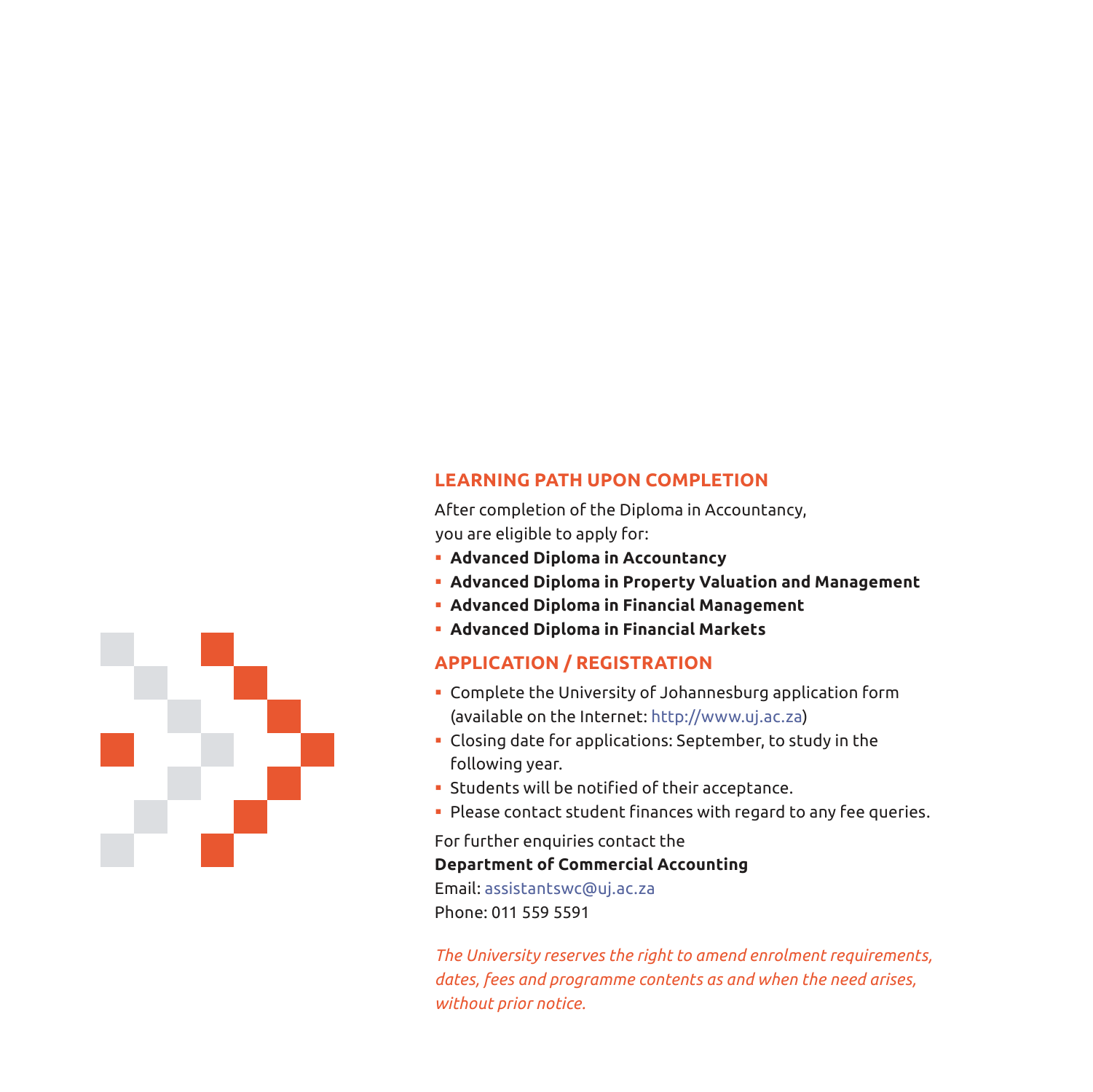## LEARNING PATH UPON COMPLETION

After completion of the Diploma in Accountancy, you are eligible to apply for:

- **Advanced Diploma in Accountancy**
- **Advanced Diploma in Property Valuation and Management**
- **Advanced Diploma in Financial Management**
- **Advanced Diploma in Financial Markets**

## APPLICATION / REGISTRATION

- Complete the University of Johannesburg application form (available on the Internet: http://www.uj.ac.za)
- Closing date for applications: September, to study in the following year.
- Students will be notified of their acceptance.
- Please contact student finances with regard to any fee queries.

For further enquiries contact the
**Department of Commercial Accounting**
Email: assistantswc@uj.ac.za
Phone: 011 559 5591

*The University reserves the right to amend enrolment requirements, dates, fees and programme contents as and when the need arises, without prior notice.*